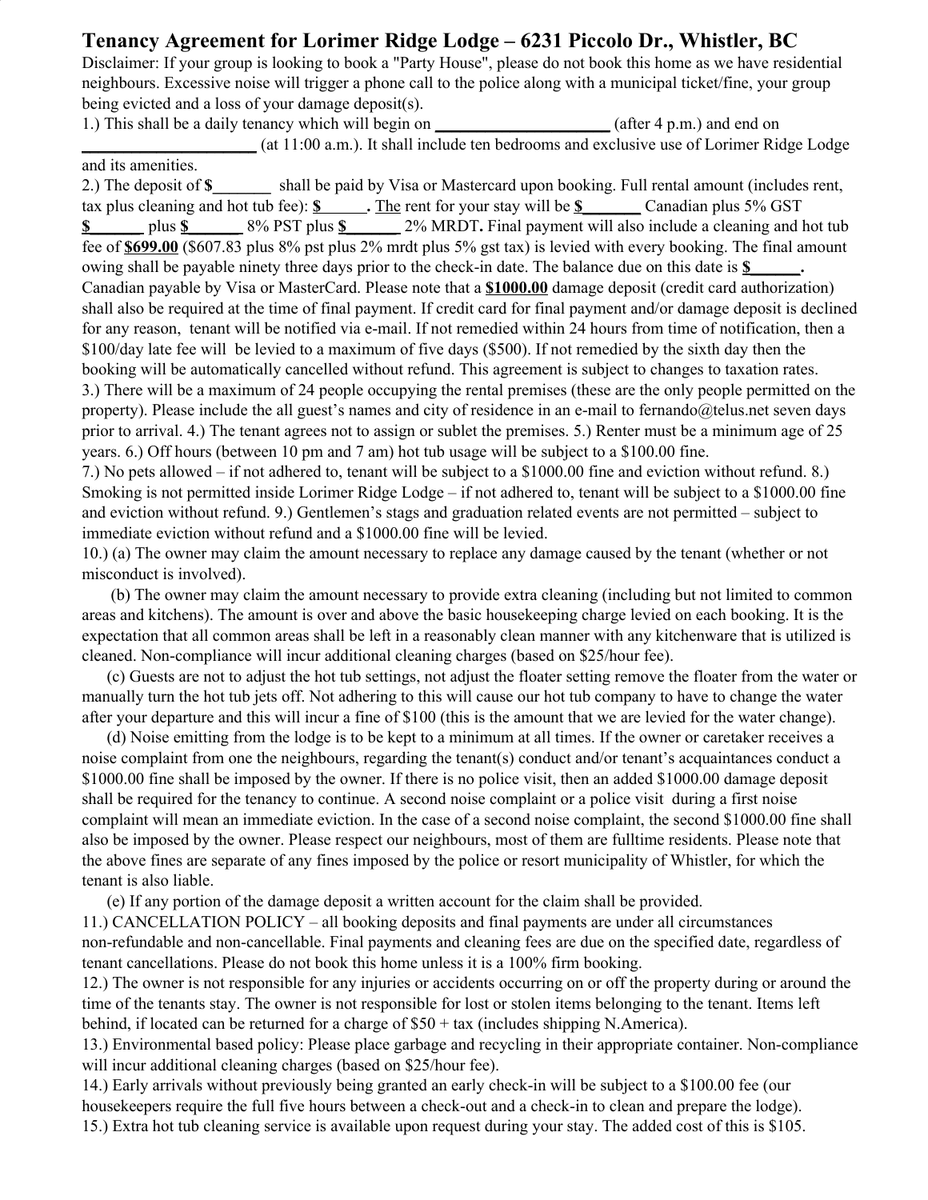# Tenancy Agreement for Lorimer Ridge Lodge – 6231 Piccolo Dr., Whistler, BC

Disclaimer: If your group is looking to book a "Party House", please do not book this home as we have residential neighbours. Excessive noise will trigger a phone call to the police along with a municipal ticket/fine, your group being evicted and a loss of your damage deposit(s).

1.) This shall be a daily tenancy which will begin on ____________________ (after 4 p.m.) and end on ____________________ (at 11:00 a.m.). It shall include ten bedrooms and exclusive use of Lorimer Ridge Lodge and its amenities.

2.) The deposit of **$_______** shall be paid by Visa or Mastercard upon booking. Full rental amount (includes rent, tax plus cleaning and hot tub fee): **$_____.** The rent for your stay will be **$_______** Canadian plus 5% GST **$_______** plus **$_______** 8% PST plus **$_______** 2% MRDT**.** Final payment will also include a cleaning and hot tub fee of **$699.00** ($607.83 plus 8% pst plus 2% mrdt plus 5% gst tax) is levied with every booking. The final amount owing shall be payable ninety three days prior to the check-in date. The balance due on this date is **$______.** Canadian payable by Visa or MasterCard. Please note that a **$1000.00** damage deposit (credit card authorization) shall also be required at the time of final payment. If credit card for final payment and/or damage deposit is declined for any reason, tenant will be notified via e-mail. If not remedied within 24 hours from time of notification, then a $100/day late fee will be levied to a maximum of five days ($500). If not remedied by the sixth day then the booking will be automatically cancelled without refund. This agreement is subject to changes to taxation rates.

3.) There will be a maximum of 24 people occupying the rental premises (these are the only people permitted on the property). Please include the all guest's names and city of residence in an e-mail to fernando@telus.net seven days prior to arrival. 4.) The tenant agrees not to assign or sublet the premises. 5.) Renter must be a minimum age of 25 years. 6.) Off hours (between 10 pm and 7 am) hot tub usage will be subject to a $100.00 fine.

7.) No pets allowed – if not adhered to, tenant will be subject to a $1000.00 fine and eviction without refund. 8.) Smoking is not permitted inside Lorimer Ridge Lodge – if not adhered to, tenant will be subject to a $1000.00 fine and eviction without refund. 9.) Gentlemen's stags and graduation related events are not permitted – subject to immediate eviction without refund and a $1000.00 fine will be levied.

10.) (a) The owner may claim the amount necessary to replace any damage caused by the tenant (whether or not misconduct is involved).

(b) The owner may claim the amount necessary to provide extra cleaning (including but not limited to common areas and kitchens). The amount is over and above the basic housekeeping charge levied on each booking. It is the expectation that all common areas shall be left in a reasonably clean manner with any kitchenware that is utilized is cleaned. Non-compliance will incur additional cleaning charges (based on $25/hour fee).

(c) Guests are not to adjust the hot tub settings, not adjust the floater setting remove the floater from the water or manually turn the hot tub jets off. Not adhering to this will cause our hot tub company to have to change the water after your departure and this will incur a fine of $100 (this is the amount that we are levied for the water change).

(d) Noise emitting from the lodge is to be kept to a minimum at all times. If the owner or caretaker receives a noise complaint from one the neighbours, regarding the tenant(s) conduct and/or tenant's acquaintances conduct a $1000.00 fine shall be imposed by the owner. If there is no police visit, then an added $1000.00 damage deposit shall be required for the tenancy to continue. A second noise complaint or a police visit during a first noise complaint will mean an immediate eviction. In the case of a second noise complaint, the second $1000.00 fine shall also be imposed by the owner. Please respect our neighbours, most of them are fulltime residents. Please note that the above fines are separate of any fines imposed by the police or resort municipality of Whistler, for which the tenant is also liable.

(e) If any portion of the damage deposit a written account for the claim shall be provided.

11.) CANCELLATION POLICY – all booking deposits and final payments are under all circumstances non-refundable and non-cancellable. Final payments and cleaning fees are due on the specified date, regardless of tenant cancellations. Please do not book this home unless it is a 100% firm booking.

12.) The owner is not responsible for any injuries or accidents occurring on or off the property during or around the time of the tenants stay. The owner is not responsible for lost or stolen items belonging to the tenant. Items left behind, if located can be returned for a charge of $50 + tax (includes shipping N.America).

13.) Environmental based policy: Please place garbage and recycling in their appropriate container. Non-compliance will incur additional cleaning charges (based on $25/hour fee).

14.) Early arrivals without previously being granted an early check-in will be subject to a $100.00 fee (our housekeepers require the full five hours between a check-out and a check-in to clean and prepare the lodge).

15.) Extra hot tub cleaning service is available upon request during your stay. The added cost of this is $105.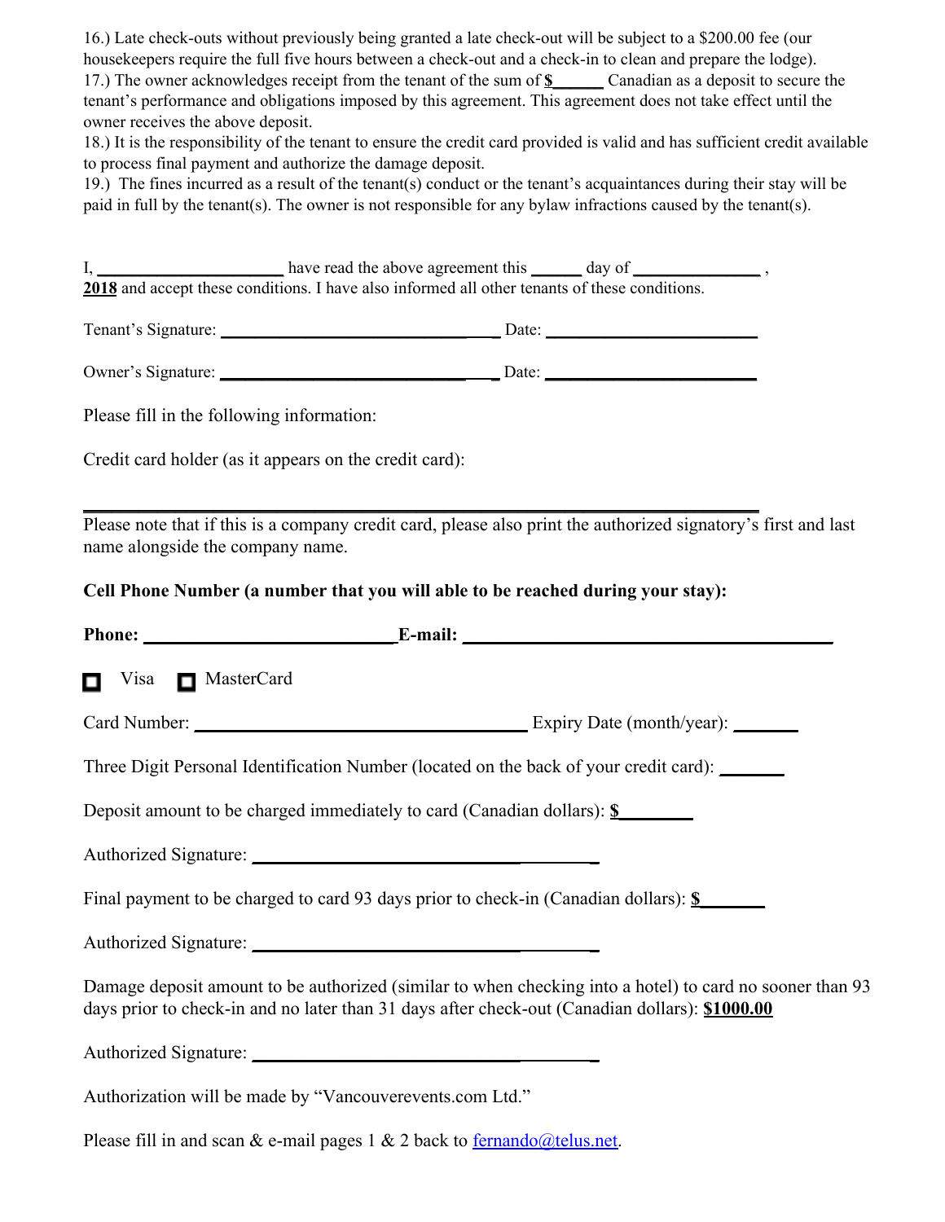16.) Late check-outs without previously being granted a late check-out will be subject to a $200.00 fee (our housekeepers require the full five hours between a check-out and a check-in to clean and prepare the lodge).
17.) The owner acknowledges receipt from the tenant of the sum of **$______** Canadian as a deposit to secure the tenant's performance and obligations imposed by this agreement. This agreement does not take effect until the owner receives the above deposit.
18.) It is the responsibility of the tenant to ensure the credit card provided is valid and has sufficient credit available to process final payment and authorize the damage deposit.
19.) The fines incurred as a result of the tenant(s) conduct or the tenant's acquaintances during their stay will be paid in full by the tenant(s). The owner is not responsible for any bylaw infractions caused by the tenant(s).

I, ____________________ have read the above agreement this ______ day of ______________ , **2018** and accept these conditions. I have also informed all other tenants of these conditions.

Tenant's Signature: ______________________________ Date: ________________________

Owner's Signature: ______________________________ Date: ________________________

Please fill in the following information:

Credit card holder (as it appears on the credit card):

______________________________________________________________________________

Please note that if this is a company credit card, please also print the authorized signatory's first and last name alongside the company name.

**Cell Phone Number (a number that you will able to be reached during your stay):**

**Phone: ____________________________E-mail: ________________________________________**

☐ Visa ☐ MasterCard

Card Number: _____________________________________ Expiry Date (month/year): _______

Three Digit Personal Identification Number (located on the back of your credit card): _______

Deposit amount to be charged immediately to card (Canadian dollars): **$________**

Authorized Signature: ______________________________________

Final payment to be charged to card 93 days prior to check-in (Canadian dollars): **$_______**

Authorized Signature: ______________________________________

Damage deposit amount to be authorized (similar to when checking into a hotel) to card no sooner than 93 days prior to check-in and no later than 31 days after check-out (Canadian dollars): **$1000.00**

Authorized Signature: ______________________________________

Authorization will be made by "Vancouverevents.com Ltd."

Please fill in and scan & e-mail pages 1 & 2 back to fernando@telus.net.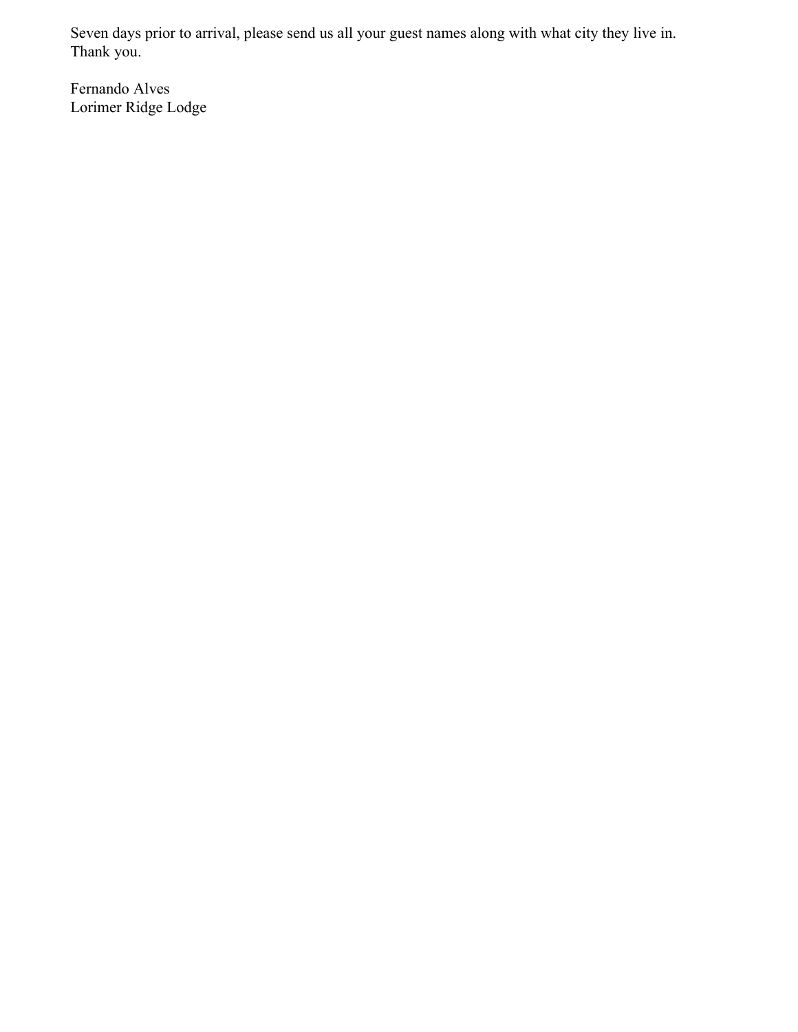Seven days prior to arrival, please send us all your guest names along with what city they live in.
Thank you.

Fernando Alves
Lorimer Ridge Lodge